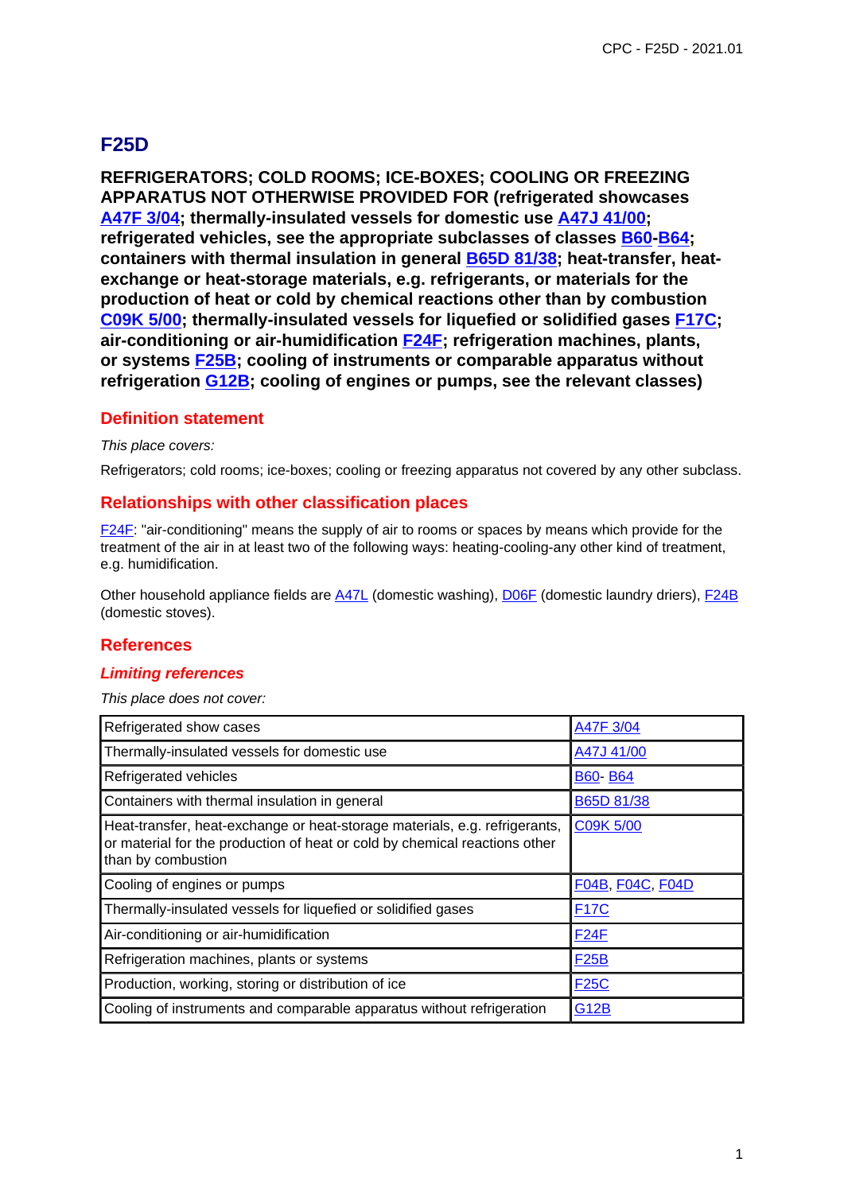# F25D

**REFRIGERATORS; COLD ROOMS; ICE-BOXES; COOLING OR FREEZING APPARATUS NOT OTHERWISE PROVIDED FOR (refrigerated showcases A47F 3/04; thermally-insulated vessels for domestic use A47J 41/00; refrigerated vehicles, see the appropriate subclasses of classes B60-B64; containers with thermal insulation in general B65D 81/38; heat-transfer, heat-exchange or heat-storage materials, e.g. refrigerants, or materials for the production of heat or cold by chemical reactions other than by combustion C09K 5/00; thermally-insulated vessels for liquefied or solidified gases F17C; air-conditioning or air-humidification F24F; refrigeration machines, plants, or systems F25B; cooling of instruments or comparable apparatus without refrigeration G12B; cooling of engines or pumps, see the relevant classes)**

## Definition statement

*This place covers:*

Refrigerators; cold rooms; ice-boxes; cooling or freezing apparatus not covered by any other subclass.

## Relationships with other classification places

F24F: "air-conditioning" means the supply of air to rooms or spaces by means which provide for the treatment of the air in at least two of the following ways: heating-cooling-any other kind of treatment, e.g. humidification.

Other household appliance fields are A47L (domestic washing), D06F (domestic laundry driers), F24B (domestic stoves).

## References

### *Limiting references*

*This place does not cover:*

| | |
|---|---|
| Refrigerated show cases | A47F 3/04 |
| Thermally-insulated vessels for domestic use | A47J 41/00 |
| Refrigerated vehicles | B60- B64 |
| Containers with thermal insulation in general | B65D 81/38 |
| Heat-transfer, heat-exchange or heat-storage materials, e.g. refrigerants, or material for the production of heat or cold by chemical reactions other than by combustion | C09K 5/00 |
| Cooling of engines or pumps | F04B, F04C, F04D |
| Thermally-insulated vessels for liquefied or solidified gases | F17C |
| Air-conditioning or air-humidification | F24F |
| Refrigeration machines, plants or systems | F25B |
| Production, working, storing or distribution of ice | F25C |
| Cooling of instruments and comparable apparatus without refrigeration | G12B |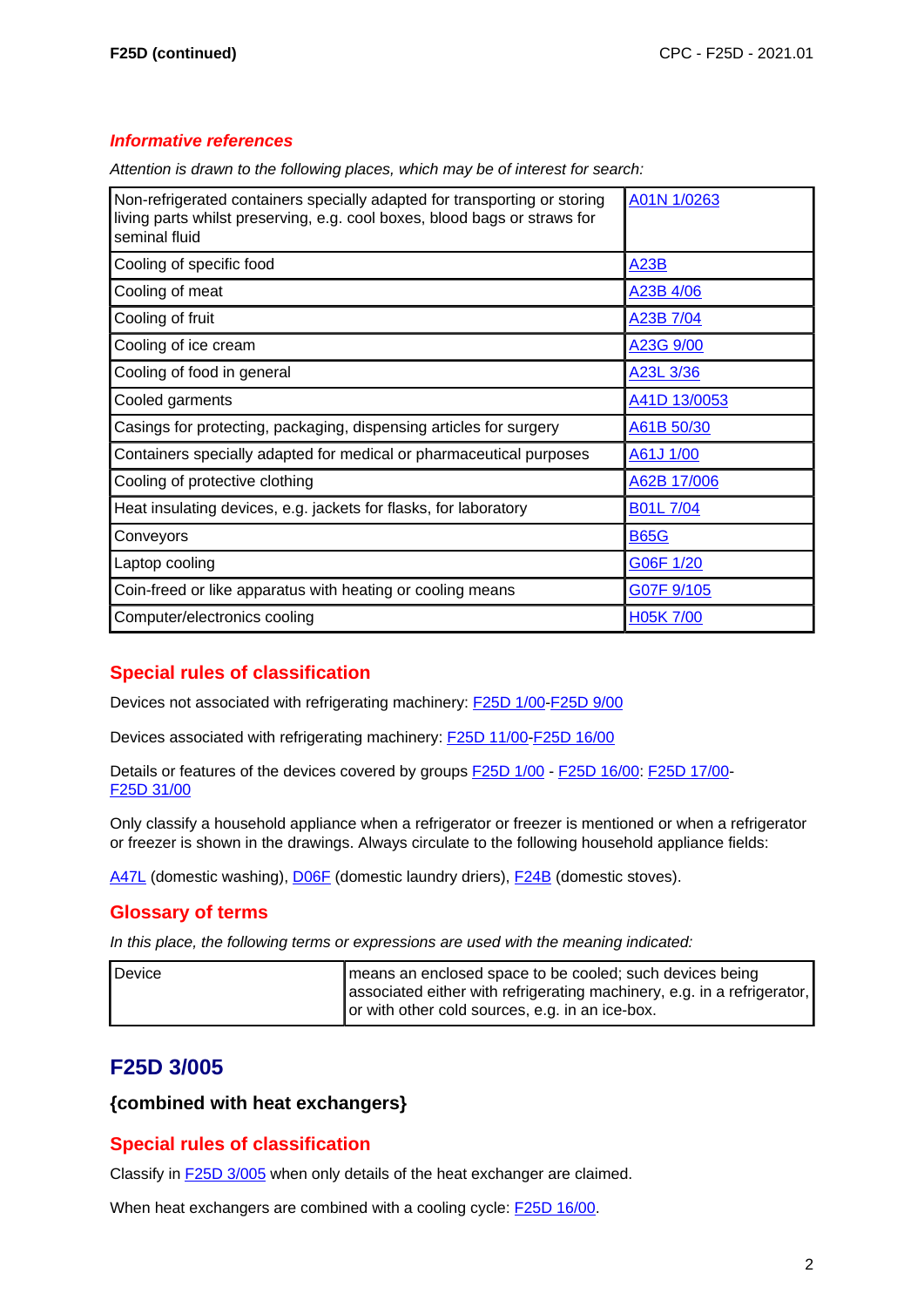## *Informative references*

*Attention is drawn to the following places, which may be of interest for search:*

| | |
|---|---|
| Non-refrigerated containers specially adapted for transporting or storing living parts whilst preserving, e.g. cool boxes, blood bags or straws for seminal fluid | A01N 1/0263 |
| Cooling of specific food | A23B |
| Cooling of meat | A23B 4/06 |
| Cooling of fruit | A23B 7/04 |
| Cooling of ice cream | A23G 9/00 |
| Cooling of food in general | A23L 3/36 |
| Cooled garments | A41D 13/0053 |
| Casings for protecting, packaging, dispensing articles for surgery | A61B 50/30 |
| Containers specially adapted for medical or pharmaceutical purposes | A61J 1/00 |
| Cooling of protective clothing | A62B 17/006 |
| Heat insulating devices, e.g. jackets for flasks, for laboratory | B01L 7/04 |
| Conveyors | B65G |
| Laptop cooling | G06F 1/20 |
| Coin-freed or like apparatus with heating or cooling means | G07F 9/105 |
| Computer/electronics cooling | H05K 7/00 |

## Special rules of classification

Devices not associated with refrigerating machinery: F25D 1/00-F25D 9/00

Devices associated with refrigerating machinery: F25D 11/00-F25D 16/00

Details or features of the devices covered by groups F25D 1/00 - F25D 16/00: F25D 17/00-F25D 31/00

Only classify a household appliance when a refrigerator or freezer is mentioned or when a refrigerator or freezer is shown in the drawings. Always circulate to the following household appliance fields:

A47L (domestic washing), D06F (domestic laundry driers), F24B (domestic stoves).

## Glossary of terms

*In this place, the following terms or expressions are used with the meaning indicated:*

| | |
|---|---|
| Device | means an enclosed space to be cooled; such devices being associated either with refrigerating machinery, e.g. in a refrigerator, or with other cold sources, e.g. in an ice-box. |

# F25D 3/005

### {combined with heat exchangers}

## Special rules of classification

Classify in F25D 3/005 when only details of the heat exchanger are claimed.

When heat exchangers are combined with a cooling cycle: F25D 16/00.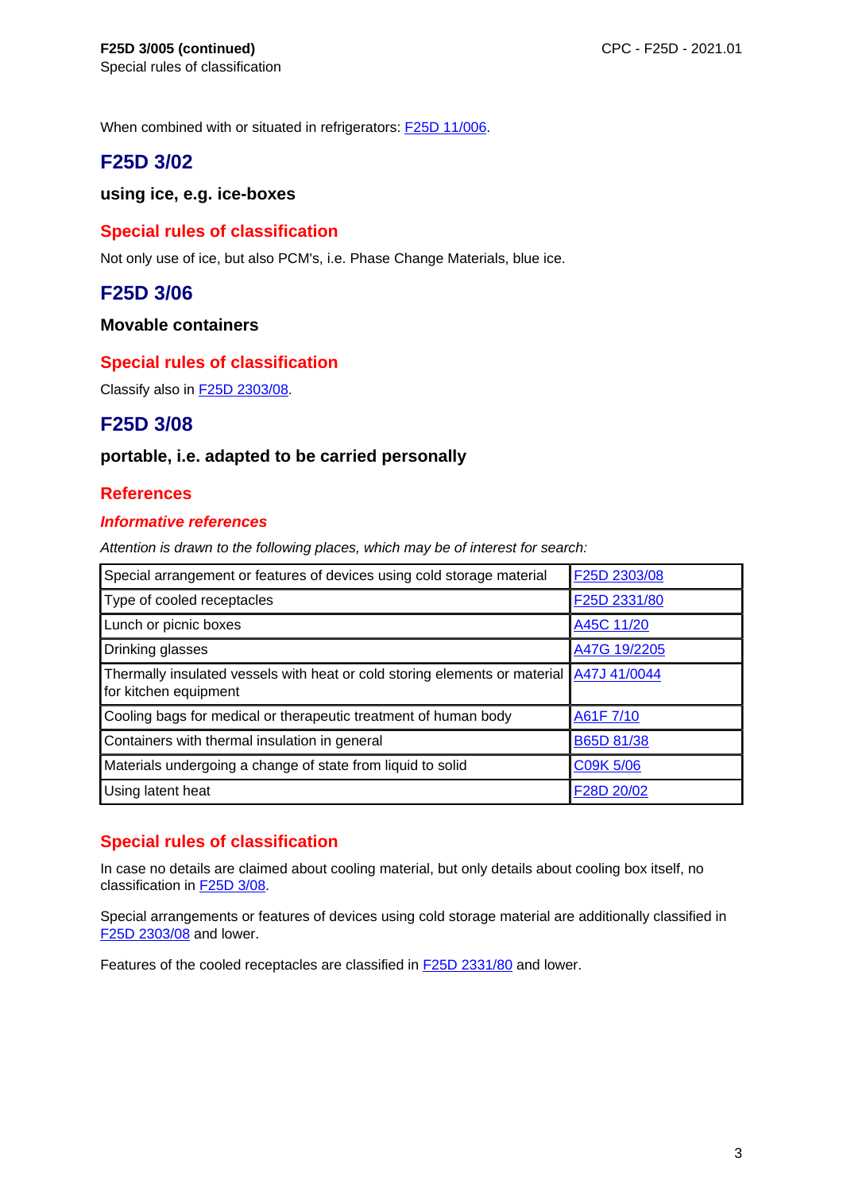When combined with or situated in refrigerators: F25D 11/006.

## F25D 3/02

**using ice, e.g. ice-boxes**

### Special rules of classification

Not only use of ice, but also PCM's, i.e. Phase Change Materials, blue ice.

## F25D 3/06

**Movable containers**

### Special rules of classification

Classify also in F25D 2303/08.

## F25D 3/08

**portable, i.e. adapted to be carried personally**

### References

#### *Informative references*

*Attention is drawn to the following places, which may be of interest for search:*

| | |
|---|---|
| Special arrangement or features of devices using cold storage material | F25D 2303/08 |
| Type of cooled receptacles | F25D 2331/80 |
| Lunch or picnic boxes | A45C 11/20 |
| Drinking glasses | A47G 19/2205 |
| Thermally insulated vessels with heat or cold storing elements or material for kitchen equipment | A47J 41/0044 |
| Cooling bags for medical or therapeutic treatment of human body | A61F 7/10 |
| Containers with thermal insulation in general | B65D 81/38 |
| Materials undergoing a change of state from liquid to solid | C09K 5/06 |
| Using latent heat | F28D 20/02 |

### Special rules of classification

In case no details are claimed about cooling material, but only details about cooling box itself, no classification in F25D 3/08.

Special arrangements or features of devices using cold storage material are additionally classified in F25D 2303/08 and lower.

Features of the cooled receptacles are classified in F25D 2331/80 and lower.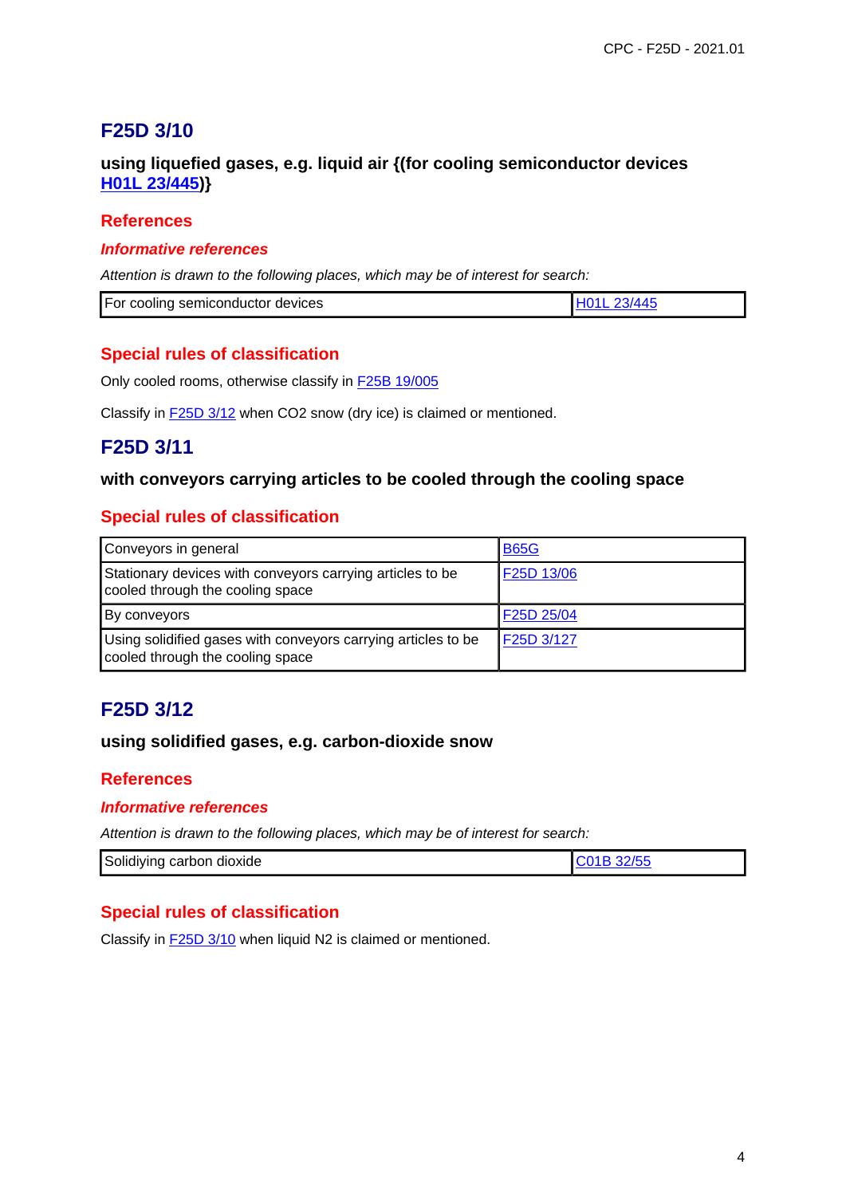## F25D 3/10

**using liquefied gases, e.g. liquid air {(for cooling semiconductor devices H01L 23/445)}**

### References

#### *Informative references*

*Attention is drawn to the following places, which may be of interest for search:*

| For cooling semiconductor devices | H01L 23/445 |
|---|---|

### Special rules of classification

Only cooled rooms, otherwise classify in F25B 19/005

Classify in F25D 3/12 when CO2 snow (dry ice) is claimed or mentioned.

## F25D 3/11

**with conveyors carrying articles to be cooled through the cooling space**

### Special rules of classification

| Conveyors in general | B65G |
|---|---|
| Stationary devices with conveyors carrying articles to be cooled through the cooling space | F25D 13/06 |
| By conveyors | F25D 25/04 |
| Using solidified gases with conveyors carrying articles to be cooled through the cooling space | F25D 3/127 |

## F25D 3/12

**using solidified gases, e.g. carbon-dioxide snow**

### References

#### *Informative references*

*Attention is drawn to the following places, which may be of interest for search:*

| Solidiying carbon dioxide | C01B 32/55 |
|---|---|

### Special rules of classification

Classify in F25D 3/10 when liquid N2 is claimed or mentioned.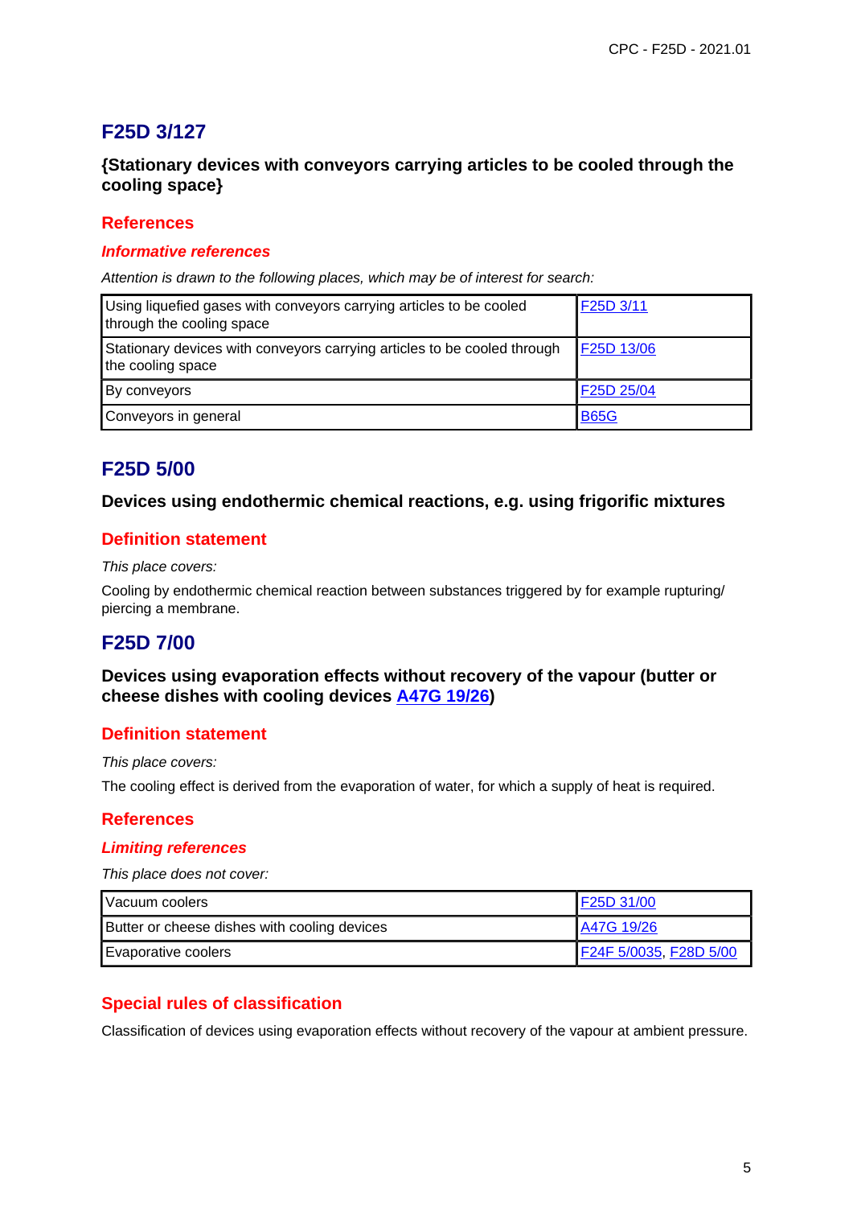## F25D 3/127

### {Stationary devices with conveyors carrying articles to be cooled through the cooling space}

#### References

##### *Informative references*

*Attention is drawn to the following places, which may be of interest for search:*

| | |
|---|---|
| Using liquefied gases with conveyors carrying articles to be cooled through the cooling space | F25D 3/11 |
| Stationary devices with conveyors carrying articles to be cooled through the cooling space | F25D 13/06 |
| By conveyors | F25D 25/04 |
| Conveyors in general | B65G |

## F25D 5/00

### Devices using endothermic chemical reactions, e.g. using frigorific mixtures

#### Definition statement

*This place covers:*

Cooling by endothermic chemical reaction between substances triggered by for example rupturing/ piercing a membrane.

## F25D 7/00

### Devices using evaporation effects without recovery of the vapour (butter or cheese dishes with cooling devices A47G 19/26)

#### Definition statement

*This place covers:*

The cooling effect is derived from the evaporation of water, for which a supply of heat is required.

#### References

##### *Limiting references*

*This place does not cover:*

| | |
|---|---|
| Vacuum coolers | F25D 31/00 |
| Butter or cheese dishes with cooling devices | A47G 19/26 |
| Evaporative coolers | F24F 5/0035, F28D 5/00 |

#### Special rules of classification

Classification of devices using evaporation effects without recovery of the vapour at ambient pressure.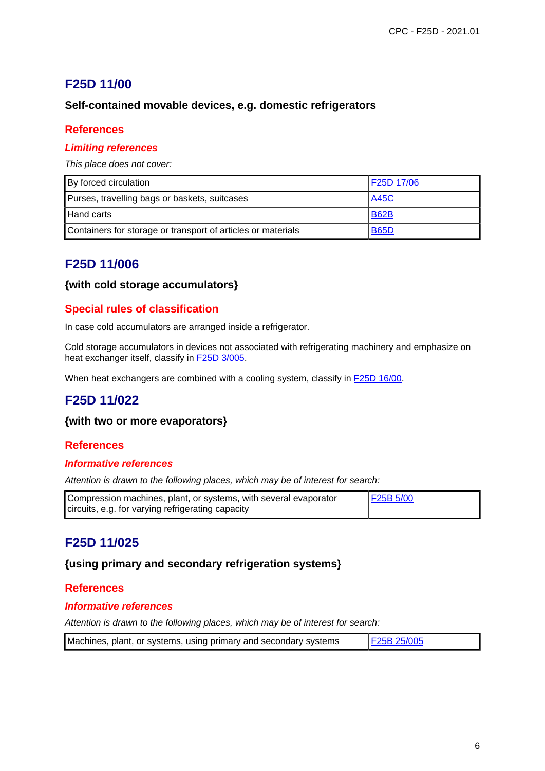## F25D 11/00

### Self-contained movable devices, e.g. domestic refrigerators

### References

#### *Limiting references*

*This place does not cover:*

| | |
|---|---|
| By forced circulation | F25D 17/06 |
| Purses, travelling bags or baskets, suitcases | A45C |
| Hand carts | B62B |
| Containers for storage or transport of articles or materials | B65D |

## F25D 11/006

### {with cold storage accumulators}

### Special rules of classification

In case cold accumulators are arranged inside a refrigerator.

Cold storage accumulators in devices not associated with refrigerating machinery and emphasize on heat exchanger itself, classify in F25D 3/005.

When heat exchangers are combined with a cooling system, classify in F25D 16/00.

## F25D 11/022

### {with two or more evaporators}

### References

#### *Informative references*

*Attention is drawn to the following places, which may be of interest for search:*

| | |
|---|---|
| Compression machines, plant, or systems, with several evaporator circuits, e.g. for varying refrigerating capacity | F25B 5/00 |

## F25D 11/025

### {using primary and secondary refrigeration systems}

### References

#### *Informative references*

*Attention is drawn to the following places, which may be of interest for search:*

| | |
|---|---|
| Machines, plant, or systems, using primary and secondary systems | F25B 25/005 |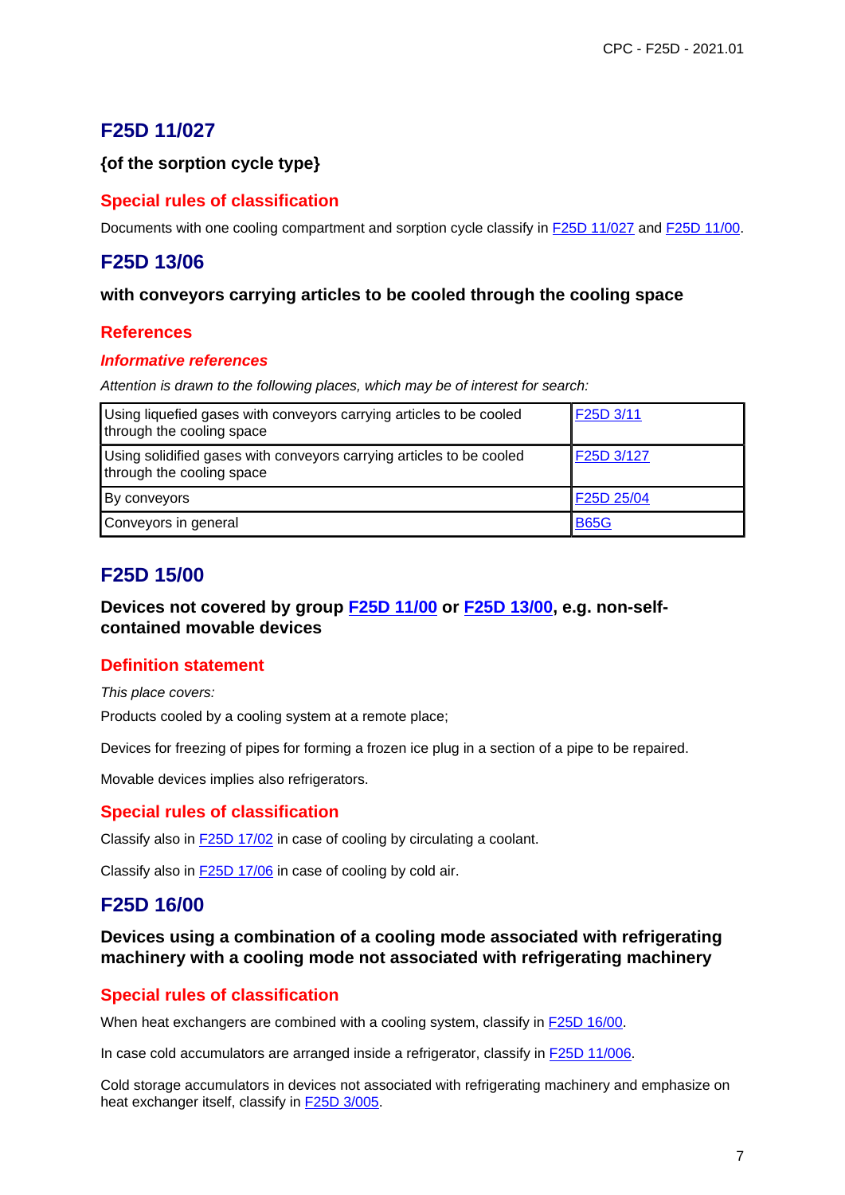## F25D 11/027

**{of the sorption cycle type}**

### Special rules of classification

Documents with one cooling compartment and sorption cycle classify in F25D 11/027 and F25D 11/00.

## F25D 13/06

**with conveyors carrying articles to be cooled through the cooling space**

### References

#### *Informative references*

*Attention is drawn to the following places, which may be of interest for search:*

| | |
|---|---|
| Using liquefied gases with conveyors carrying articles to be cooled through the cooling space | F25D 3/11 |
| Using solidified gases with conveyors carrying articles to be cooled through the cooling space | F25D 3/127 |
| By conveyors | F25D 25/04 |
| Conveyors in general | B65G |

## F25D 15/00

**Devices not covered by group F25D 11/00 or F25D 13/00, e.g. non-self-contained movable devices**

### Definition statement

*This place covers:*

Products cooled by a cooling system at a remote place;

Devices for freezing of pipes for forming a frozen ice plug in a section of a pipe to be repaired.

Movable devices implies also refrigerators.

### Special rules of classification

Classify also in F25D 17/02 in case of cooling by circulating a coolant.

Classify also in F25D 17/06 in case of cooling by cold air.

## F25D 16/00

**Devices using a combination of a cooling mode associated with refrigerating machinery with a cooling mode not associated with refrigerating machinery**

### Special rules of classification

When heat exchangers are combined with a cooling system, classify in F25D 16/00.

In case cold accumulators are arranged inside a refrigerator, classify in F25D 11/006.

Cold storage accumulators in devices not associated with refrigerating machinery and emphasize on heat exchanger itself, classify in F25D 3/005.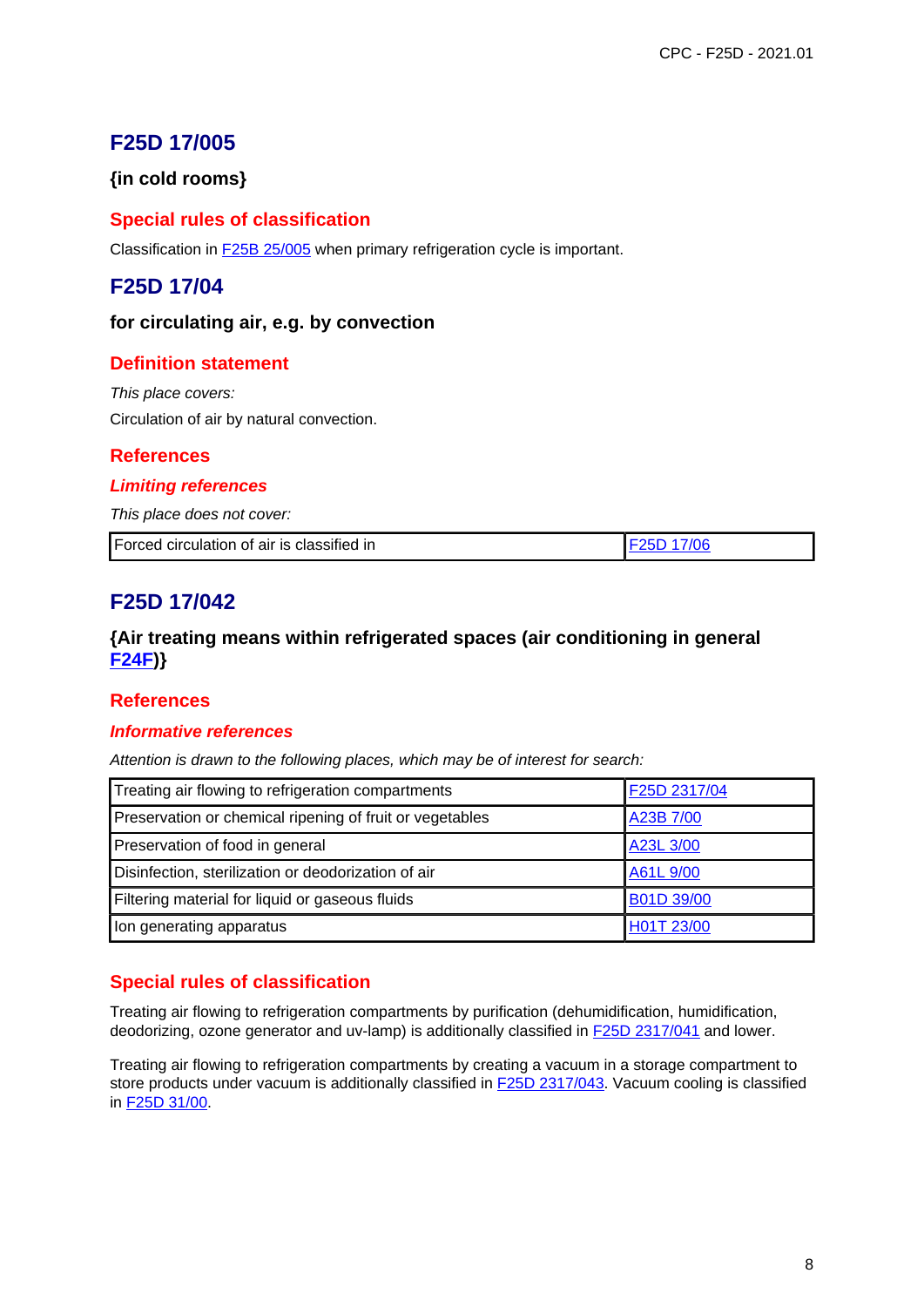## F25D 17/005

**{in cold rooms}**

### Special rules of classification

Classification in F25B 25/005 when primary refrigeration cycle is important.

## F25D 17/04

**for circulating air, e.g. by convection**

### Definition statement

*This place covers:*

Circulation of air by natural convection.

### References

#### *Limiting references*

*This place does not cover:*

| Forced circulation of air is classified in | F25D 17/06 |
|---|---|

## F25D 17/042

**{Air treating means within refrigerated spaces (air conditioning in general F24F)}**

### References

#### *Informative references*

*Attention is drawn to the following places, which may be of interest for search:*

| Treating air flowing to refrigeration compartments | F25D 2317/04 |
|---|---|
| Preservation or chemical ripening of fruit or vegetables | A23B 7/00 |
| Preservation of food in general | A23L 3/00 |
| Disinfection, sterilization or deodorization of air | A61L 9/00 |
| Filtering material for liquid or gaseous fluids | B01D 39/00 |
| Ion generating apparatus | H01T 23/00 |

### Special rules of classification

Treating air flowing to refrigeration compartments by purification (dehumidification, humidification, deodorizing, ozone generator and uv-lamp) is additionally classified in F25D 2317/041 and lower.

Treating air flowing to refrigeration compartments by creating a vacuum in a storage compartment to store products under vacuum is additionally classified in F25D 2317/043. Vacuum cooling is classified in F25D 31/00.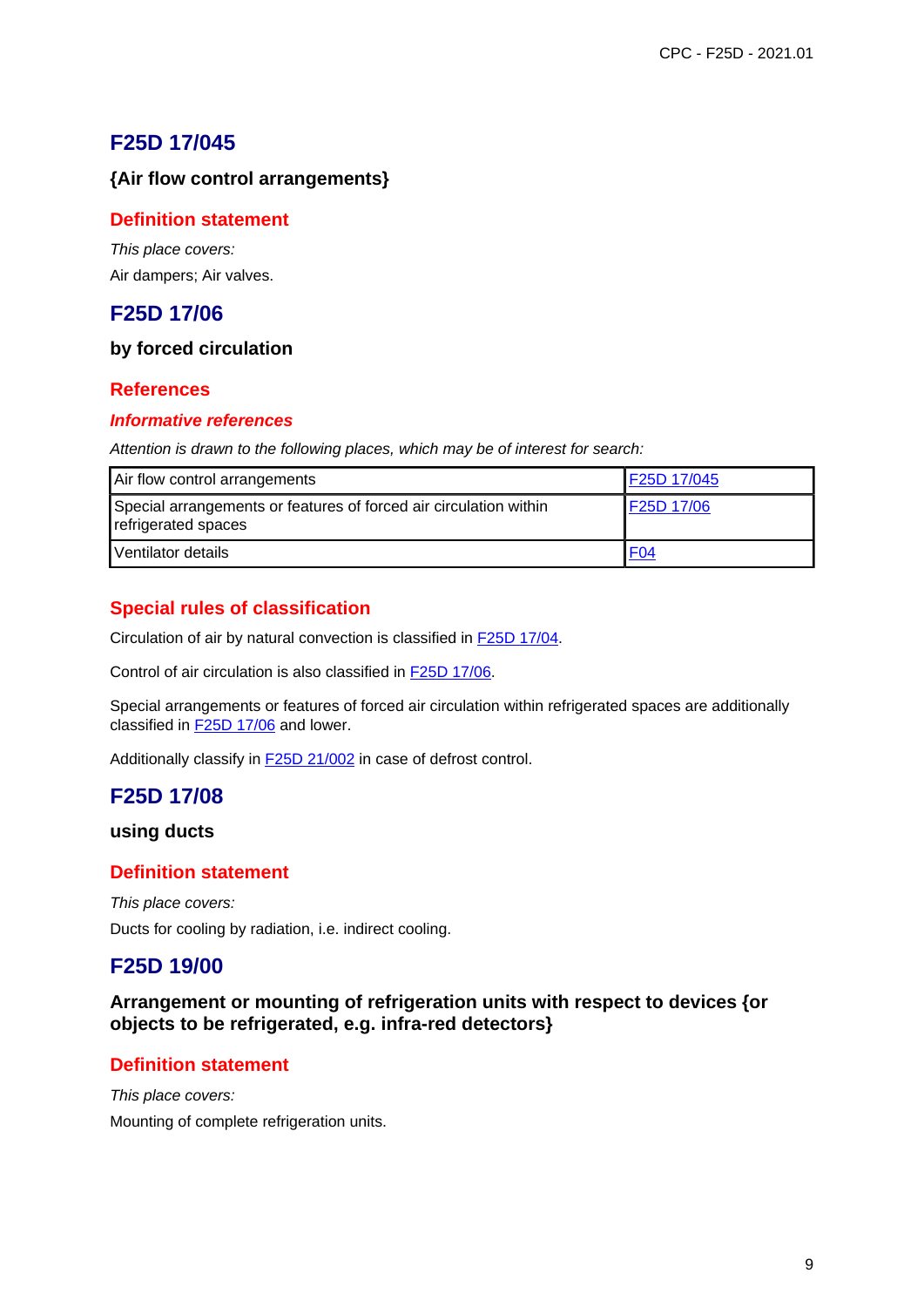## F25D 17/045

**{Air flow control arrangements}**

### Definition statement

*This place covers:*

Air dampers; Air valves.

## F25D 17/06

**by forced circulation**

### References

#### *Informative references*

*Attention is drawn to the following places, which may be of interest for search:*

| | |
|---|---|
| Air flow control arrangements | F25D 17/045 |
| Special arrangements or features of forced air circulation within refrigerated spaces | F25D 17/06 |
| Ventilator details | F04 |

### Special rules of classification

Circulation of air by natural convection is classified in F25D 17/04.

Control of air circulation is also classified in F25D 17/06.

Special arrangements or features of forced air circulation within refrigerated spaces are additionally classified in F25D 17/06 and lower.

Additionally classify in F25D 21/002 in case of defrost control.

## F25D 17/08

**using ducts**

### Definition statement

*This place covers:*

Ducts for cooling by radiation, i.e. indirect cooling.

## F25D 19/00

**Arrangement or mounting of refrigeration units with respect to devices {or objects to be refrigerated, e.g. infra-red detectors}**

### Definition statement

*This place covers:*

Mounting of complete refrigeration units.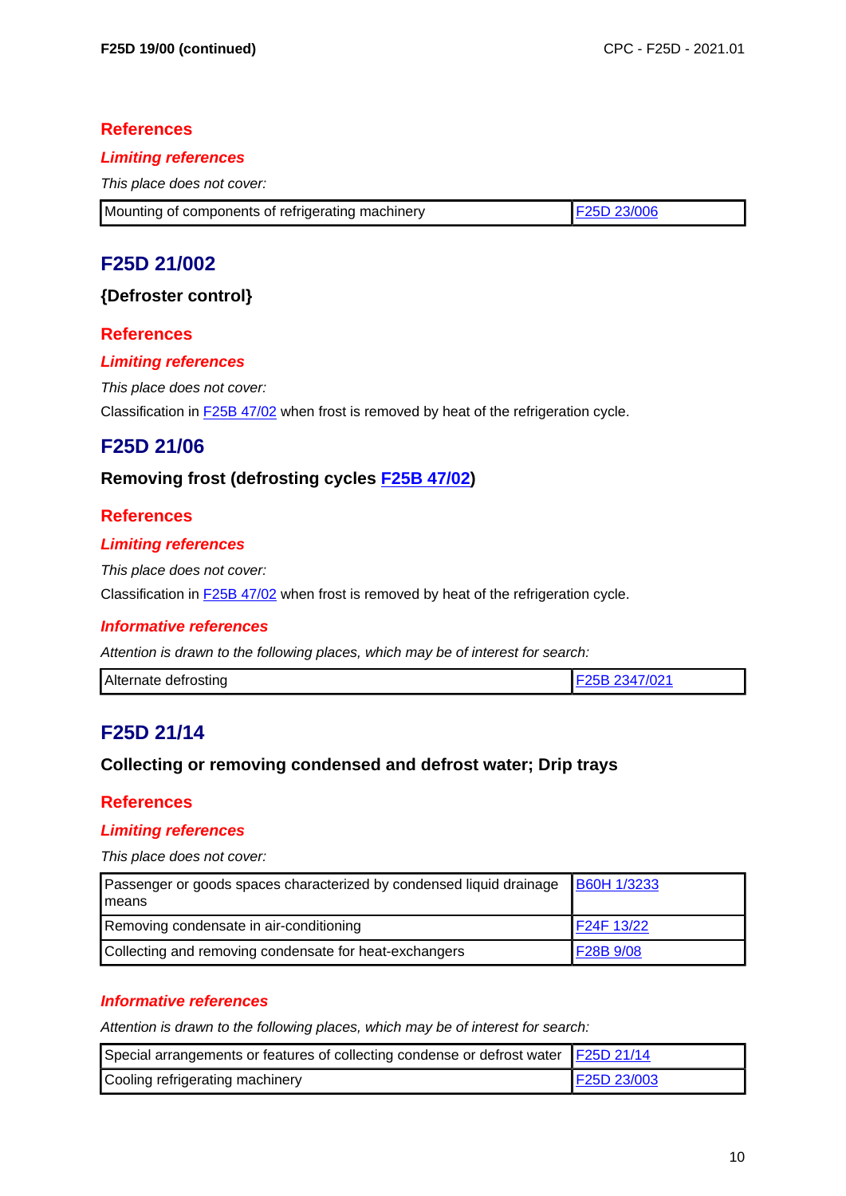## References

### *Limiting references*

*This place does not cover:*

| Mounting of components of refrigerating machinery | F25D 23/006 |
|---|---|

## F25D 21/002

**{Defroster control}**

## References

### *Limiting references*

*This place does not cover:*

Classification in F25B 47/02 when frost is removed by heat of the refrigeration cycle.

## F25D 21/06

**Removing frost (defrosting cycles F25B 47/02)**

## References

### *Limiting references*

*This place does not cover:*

Classification in F25B 47/02 when frost is removed by heat of the refrigeration cycle.

### *Informative references*

*Attention is drawn to the following places, which may be of interest for search:*

| Alternate defrosting | F25B 2347/021 |
|---|---|

## F25D 21/14

**Collecting or removing condensed and defrost water; Drip trays**

## References

### *Limiting references*

*This place does not cover:*

| Passenger or goods spaces characterized by condensed liquid drainage means | B60H 1/3233 |
|---|---|
| Removing condensate in air-conditioning | F24F 13/22 |
| Collecting and removing condensate for heat-exchangers | F28B 9/08 |

### *Informative references*

*Attention is drawn to the following places, which may be of interest for search:*

| Special arrangements or features of collecting condense or defrost water | F25D 21/14 |
|---|---|
| Cooling refrigerating machinery | F25D 23/003 |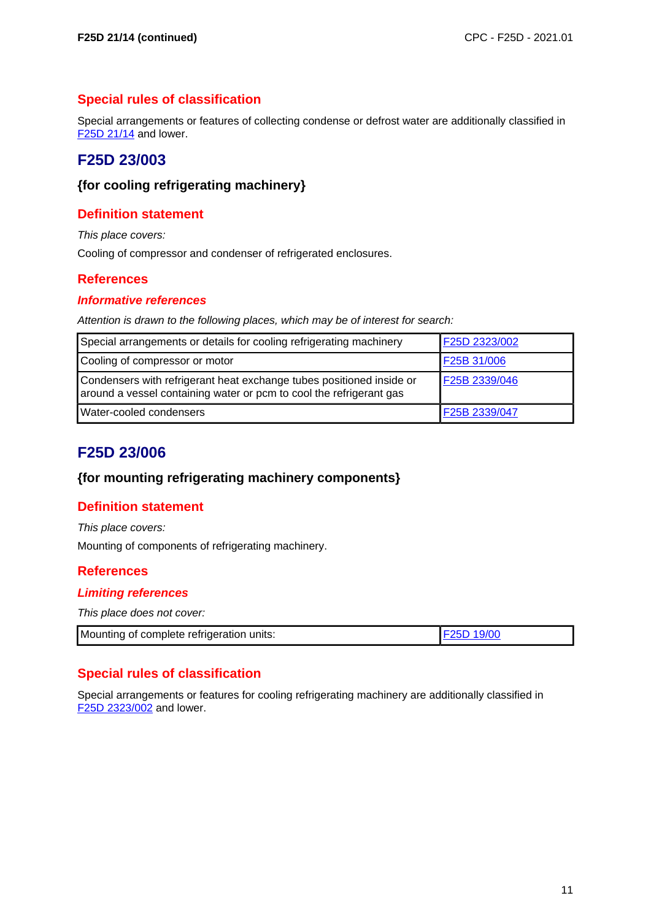## Special rules of classification

Special arrangements or features of collecting condense or defrost water are additionally classified in F25D 21/14 and lower.

# F25D 23/003

### {for cooling refrigerating machinery}

## Definition statement

*This place covers:*

Cooling of compressor and condenser of refrigerated enclosures.

## References

### *Informative references*

*Attention is drawn to the following places, which may be of interest for search:*

| | |
|---|---|
| Special arrangements or details for cooling refrigerating machinery | F25D 2323/002 |
| Cooling of compressor or motor | F25B 31/006 |
| Condensers with refrigerant heat exchange tubes positioned inside or around a vessel containing water or pcm to cool the refrigerant gas | F25B 2339/046 |
| Water-cooled condensers | F25B 2339/047 |

# F25D 23/006

### {for mounting refrigerating machinery components}

## Definition statement

*This place covers:*

Mounting of components of refrigerating machinery.

## References

### *Limiting references*

*This place does not cover:*

| | |
|---|---|
| Mounting of complete refrigeration units: | F25D 19/00 |

## Special rules of classification

Special arrangements or features for cooling refrigerating machinery are additionally classified in F25D 2323/002 and lower.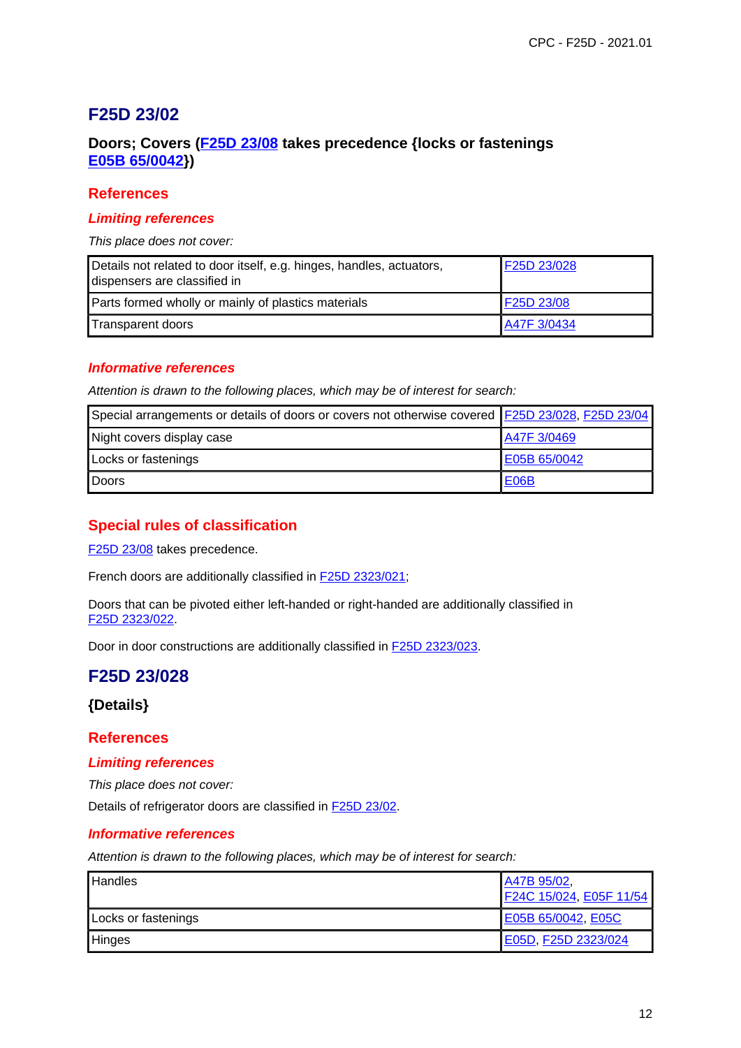## F25D 23/02

### Doors; Covers (F25D 23/08 takes precedence {locks or fastenings E05B 65/0042})

### References

#### *Limiting references*

*This place does not cover:*

| | |
|---|---|
| Details not related to door itself, e.g. hinges, handles, actuators, dispensers are classified in | F25D 23/028 |
| Parts formed wholly or mainly of plastics materials | F25D 23/08 |
| Transparent doors | A47F 3/0434 |

#### *Informative references*

*Attention is drawn to the following places, which may be of interest for search:*

| | |
|---|---|
| Special arrangements or details of doors or covers not otherwise covered | F25D 23/028, F25D 23/04 |
| Night covers display case | A47F 3/0469 |
| Locks or fastenings | E05B 65/0042 |
| Doors | E06B |

### Special rules of classification

F25D 23/08 takes precedence.

French doors are additionally classified in F25D 2323/021;

Doors that can be pivoted either left-handed or right-handed are additionally classified in F25D 2323/022.

Door in door constructions are additionally classified in F25D 2323/023.

## F25D 23/028

### {Details}

### References

#### *Limiting references*

*This place does not cover:*

Details of refrigerator doors are classified in F25D 23/02.

#### *Informative references*

*Attention is drawn to the following places, which may be of interest for search:*

| | |
|---|---|
| Handles | A47B 95/02, F24C 15/024, E05F 11/54 |
| Locks or fastenings | E05B 65/0042, E05C |
| Hinges | E05D, F25D 2323/024 |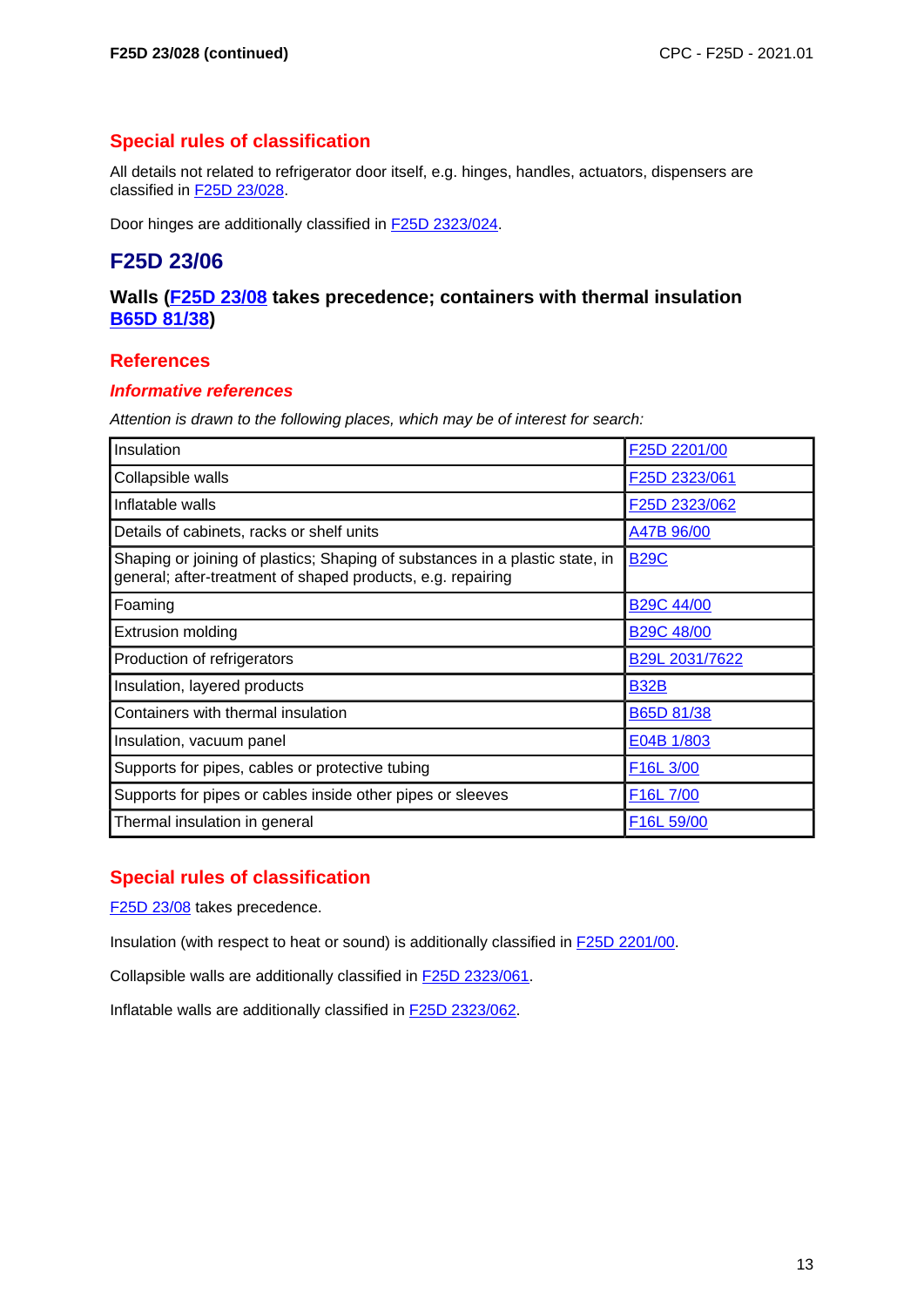## Special rules of classification

All details not related to refrigerator door itself, e.g. hinges, handles, actuators, dispensers are classified in F25D 23/028.

Door hinges are additionally classified in F25D 2323/024.

# F25D 23/06

### Walls (F25D 23/08 takes precedence; containers with thermal insulation B65D 81/38)

## References

### *Informative references*

*Attention is drawn to the following places, which may be of interest for search:*

| | |
|---|---|
| Insulation | F25D 2201/00 |
| Collapsible walls | F25D 2323/061 |
| Inflatable walls | F25D 2323/062 |
| Details of cabinets, racks or shelf units | A47B 96/00 |
| Shaping or joining of plastics; Shaping of substances in a plastic state, in general; after-treatment of shaped products, e.g. repairing | B29C |
| Foaming | B29C 44/00 |
| Extrusion molding | B29C 48/00 |
| Production of refrigerators | B29L 2031/7622 |
| Insulation, layered products | B32B |
| Containers with thermal insulation | B65D 81/38 |
| Insulation, vacuum panel | E04B 1/803 |
| Supports for pipes, cables or protective tubing | F16L 3/00 |
| Supports for pipes or cables inside other pipes or sleeves | F16L 7/00 |
| Thermal insulation in general | F16L 59/00 |

## Special rules of classification

F25D 23/08 takes precedence.

Insulation (with respect to heat or sound) is additionally classified in F25D 2201/00.

Collapsible walls are additionally classified in F25D 2323/061.

Inflatable walls are additionally classified in F25D 2323/062.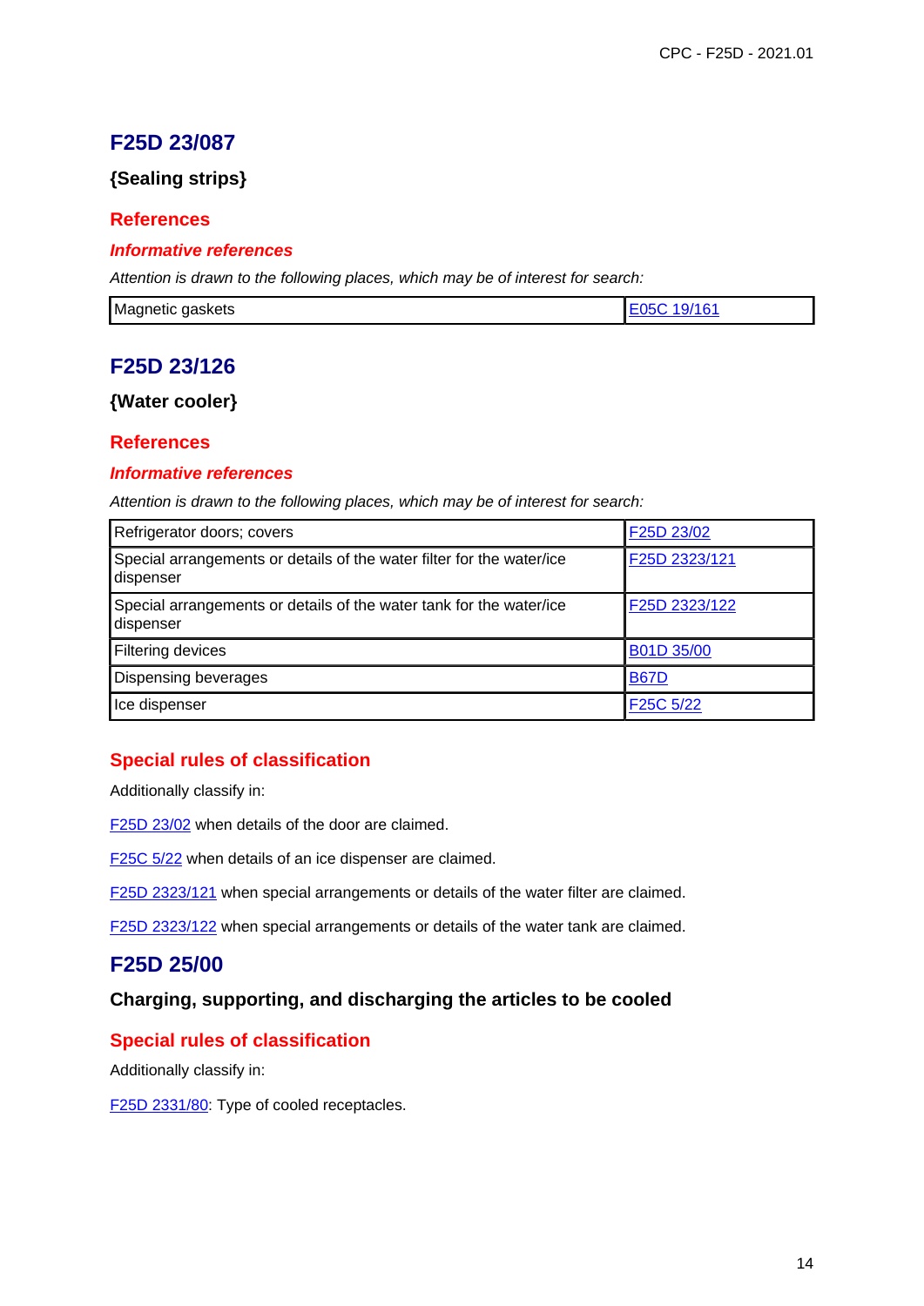## F25D 23/087

### {Sealing strips}

### References

#### *Informative references*

*Attention is drawn to the following places, which may be of interest for search:*

| Magnetic gaskets | E05C 19/161 |
|---|---|

## F25D 23/126

### {Water cooler}

### References

#### *Informative references*

*Attention is drawn to the following places, which may be of interest for search:*

| Refrigerator doors; covers | F25D 23/02 |
|---|---|
| Special arrangements or details of the water filter for the water/ice dispenser | F25D 2323/121 |
| Special arrangements or details of the water tank for the water/ice dispenser | F25D 2323/122 |
| Filtering devices | B01D 35/00 |
| Dispensing beverages | B67D |
| Ice dispenser | F25C 5/22 |

### Special rules of classification

Additionally classify in:

F25D 23/02 when details of the door are claimed.

F25C 5/22 when details of an ice dispenser are claimed.

F25D 2323/121 when special arrangements or details of the water filter are claimed.

F25D 2323/122 when special arrangements or details of the water tank are claimed.

## F25D 25/00

### Charging, supporting, and discharging the articles to be cooled

### Special rules of classification

Additionally classify in:

F25D 2331/80: Type of cooled receptacles.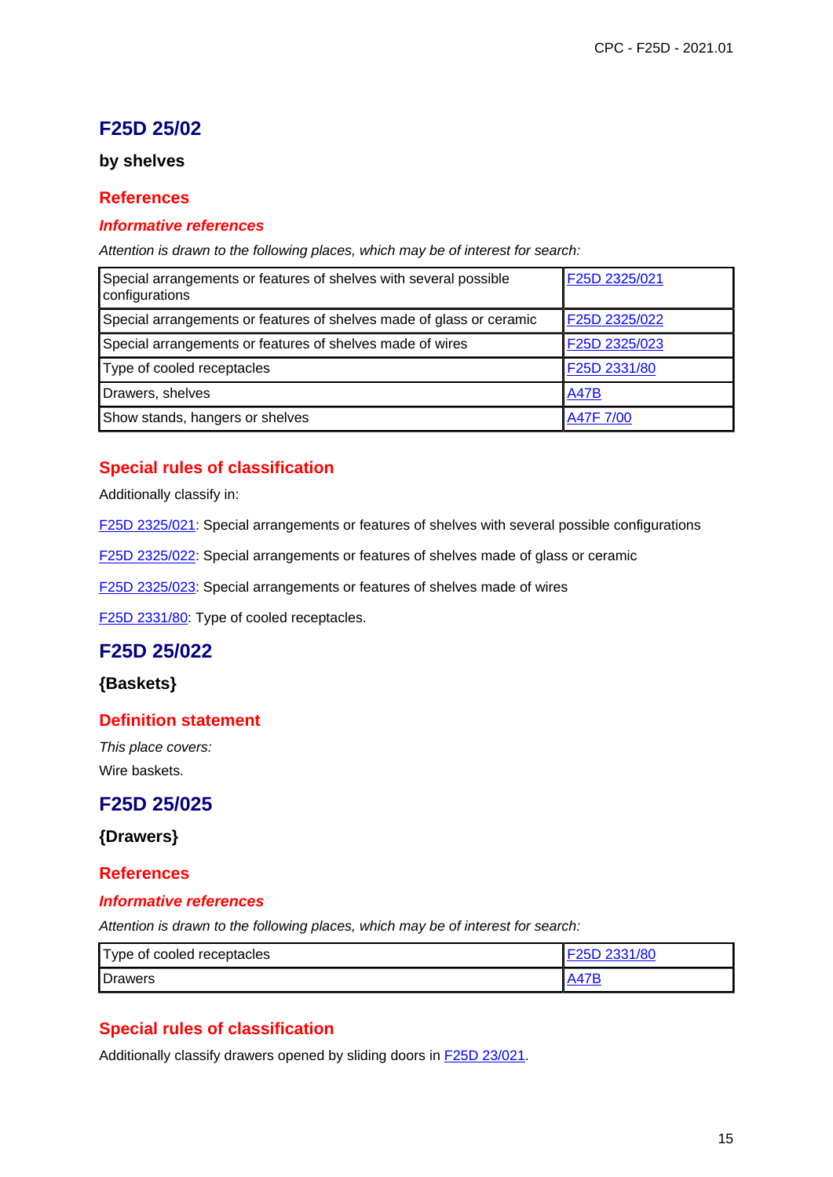## F25D 25/02

**by shelves**

### References

#### *Informative references*

*Attention is drawn to the following places, which may be of interest for search:*

| | |
|---|---|
| Special arrangements or features of shelves with several possible configurations | F25D 2325/021 |
| Special arrangements or features of shelves made of glass or ceramic | F25D 2325/022 |
| Special arrangements or features of shelves made of wires | F25D 2325/023 |
| Type of cooled receptacles | F25D 2331/80 |
| Drawers, shelves | A47B |
| Show stands, hangers or shelves | A47F 7/00 |

### Special rules of classification

Additionally classify in:

F25D 2325/021: Special arrangements or features of shelves with several possible configurations

F25D 2325/022: Special arrangements or features of shelves made of glass or ceramic

F25D 2325/023: Special arrangements or features of shelves made of wires

F25D 2331/80: Type of cooled receptacles.

## F25D 25/022

**{Baskets}**

### Definition statement

*This place covers:*

Wire baskets.

## F25D 25/025

**{Drawers}**

### References

#### *Informative references*

*Attention is drawn to the following places, which may be of interest for search:*

| | |
|---|---|
| Type of cooled receptacles | F25D 2331/80 |
| Drawers | A47B |

### Special rules of classification

Additionally classify drawers opened by sliding doors in F25D 23/021.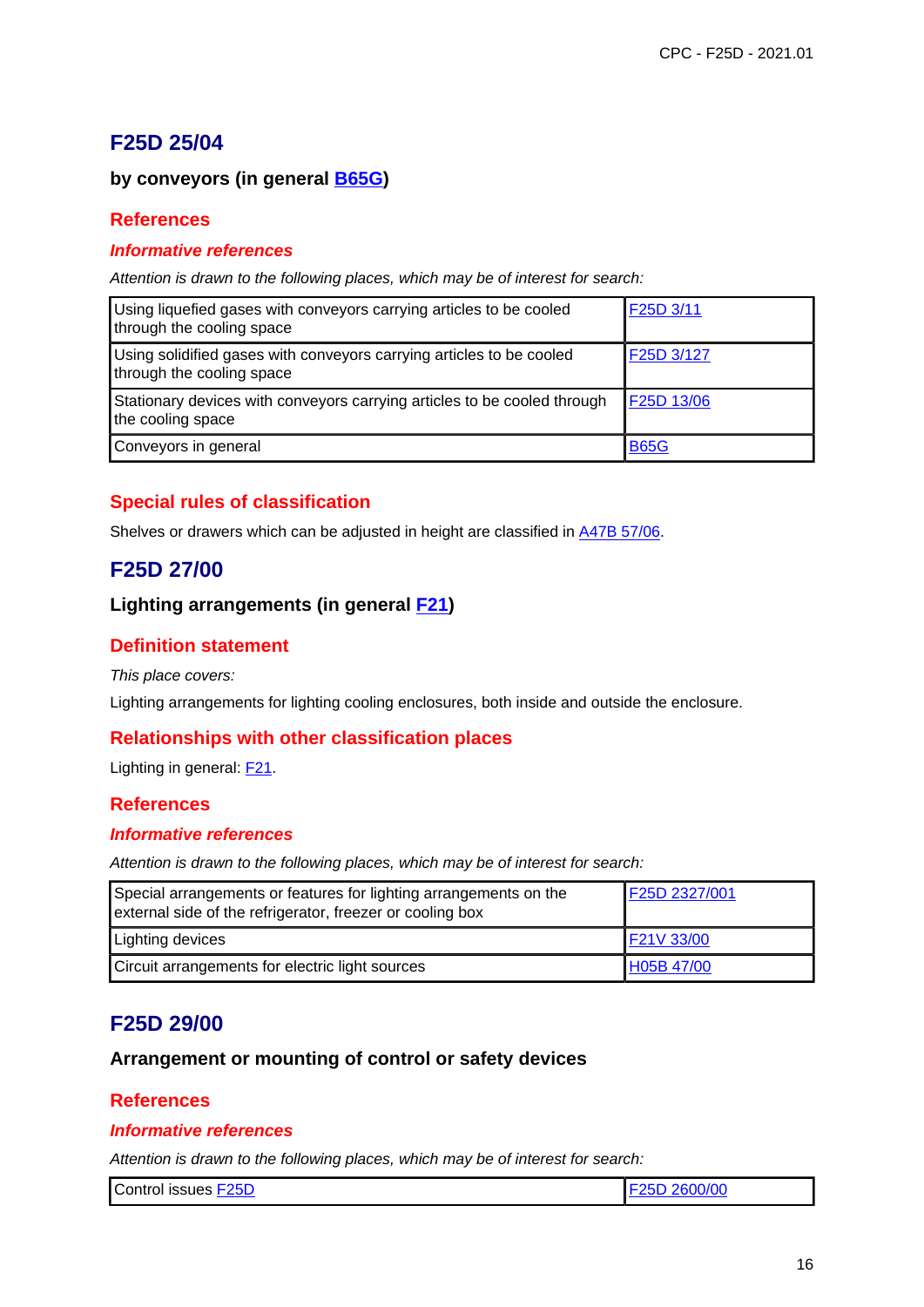## F25D 25/04

### by conveyors (in general B65G)

### References

#### *Informative references*

*Attention is drawn to the following places, which may be of interest for search:*

| | |
|---|---|
| Using liquefied gases with conveyors carrying articles to be cooled through the cooling space | F25D 3/11 |
| Using solidified gases with conveyors carrying articles to be cooled through the cooling space | F25D 3/127 |
| Stationary devices with conveyors carrying articles to be cooled through the cooling space | F25D 13/06 |
| Conveyors in general | B65G |

### Special rules of classification

Shelves or drawers which can be adjusted in height are classified in A47B 57/06.

## F25D 27/00

### Lighting arrangements (in general F21)

### Definition statement

*This place covers:*

Lighting arrangements for lighting cooling enclosures, both inside and outside the enclosure.

### Relationships with other classification places

Lighting in general: F21.

### References

#### *Informative references*

*Attention is drawn to the following places, which may be of interest for search:*

| | |
|---|---|
| Special arrangements or features for lighting arrangements on the external side of the refrigerator, freezer or cooling box | F25D 2327/001 |
| Lighting devices | F21V 33/00 |
| Circuit arrangements for electric light sources | H05B 47/00 |

## F25D 29/00

### Arrangement or mounting of control or safety devices

### References

#### *Informative references*

*Attention is drawn to the following places, which may be of interest for search:*

| | |
|---|---|
| Control issues F25D | F25D 2600/00 |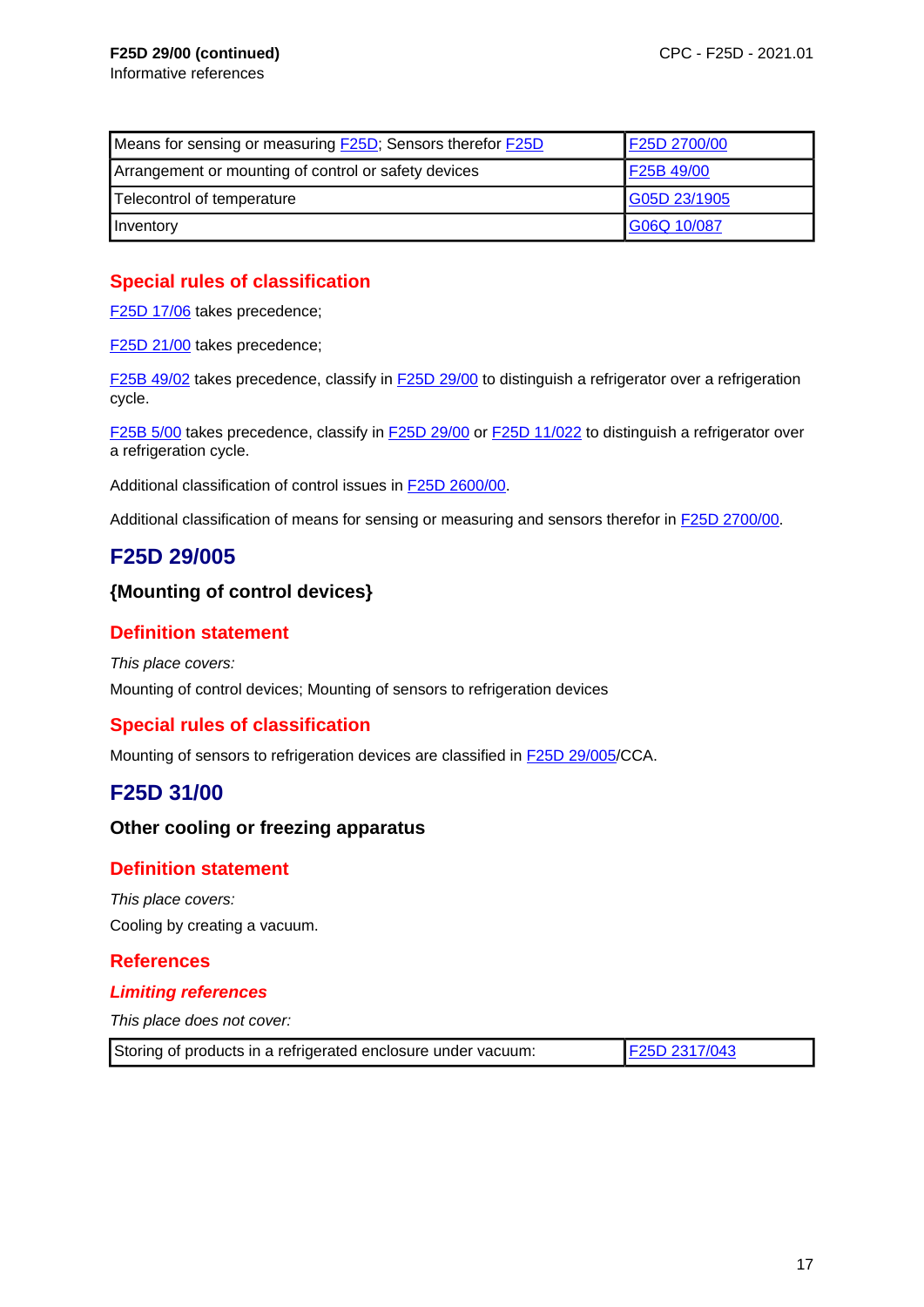**F25D 29/00 (continued)**
Informative references

| | |
|---|---|
| Means for sensing or measuring F25D; Sensors therefor F25D | F25D 2700/00 |
| Arrangement or mounting of control or safety devices | F25B 49/00 |
| Telecontrol of temperature | G05D 23/1905 |
| Inventory | G06Q 10/087 |

### Special rules of classification

F25D 17/06 takes precedence;

F25D 21/00 takes precedence;

F25B 49/02 takes precedence, classify in F25D 29/00 to distinguish a refrigerator over a refrigeration cycle.

F25B 5/00 takes precedence, classify in F25D 29/00 or F25D 11/022 to distinguish a refrigerator over a refrigeration cycle.

Additional classification of control issues in F25D 2600/00.

Additional classification of means for sensing or measuring and sensors therefor in F25D 2700/00.

## F25D 29/005

### {Mounting of control devices}

### Definition statement

*This place covers:*

Mounting of control devices; Mounting of sensors to refrigeration devices

### Special rules of classification

Mounting of sensors to refrigeration devices are classified in F25D 29/005/CCA.

## F25D 31/00

### Other cooling or freezing apparatus

### Definition statement

*This place covers:*

Cooling by creating a vacuum.

### References

#### *Limiting references*

*This place does not cover:*

| | |
|---|---|
| Storing of products in a refrigerated enclosure under vacuum: | F25D 2317/043 |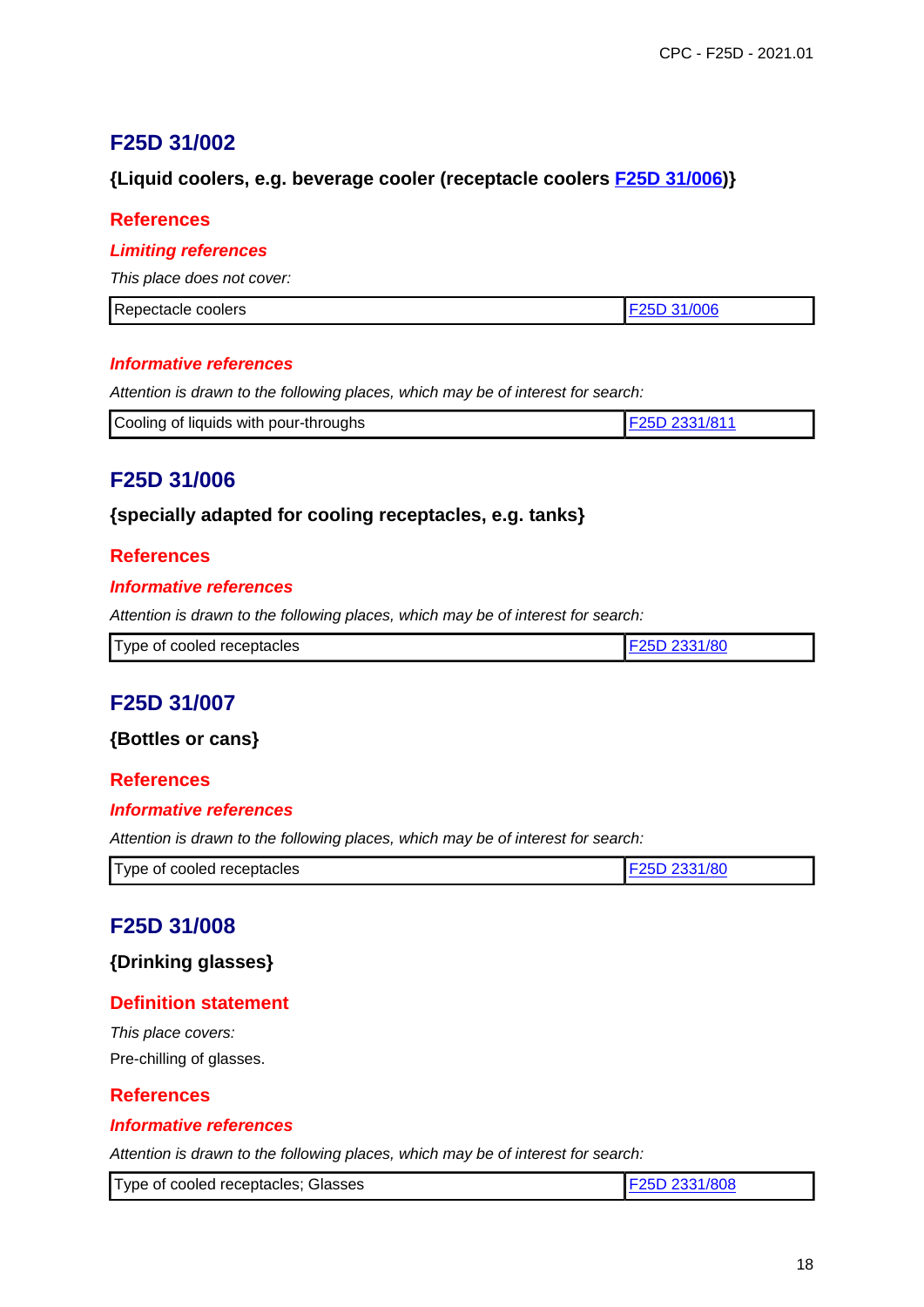## F25D 31/002

**{Liquid coolers, e.g. beverage cooler (receptacle coolers F25D 31/006)}**

### References

#### *Limiting references*

*This place does not cover:*

| | |
|---|---|
| Repectacle coolers | F25D 31/006 |

#### *Informative references*

*Attention is drawn to the following places, which may be of interest for search:*

| | |
|---|---|
| Cooling of liquids with pour-throughs | F25D 2331/811 |

## F25D 31/006

**{specially adapted for cooling receptacles, e.g. tanks}**

### References

#### *Informative references*

*Attention is drawn to the following places, which may be of interest for search:*

| | |
|---|---|
| Type of cooled receptacles | F25D 2331/80 |

## F25D 31/007

**{Bottles or cans}**

### References

#### *Informative references*

*Attention is drawn to the following places, which may be of interest for search:*

| | |
|---|---|
| Type of cooled receptacles | F25D 2331/80 |

## F25D 31/008

**{Drinking glasses}**

### Definition statement

*This place covers:*

Pre-chilling of glasses.

### References

#### *Informative references*

*Attention is drawn to the following places, which may be of interest for search:*

| | |
|---|---|
| Type of cooled receptacles; Glasses | F25D 2331/808 |